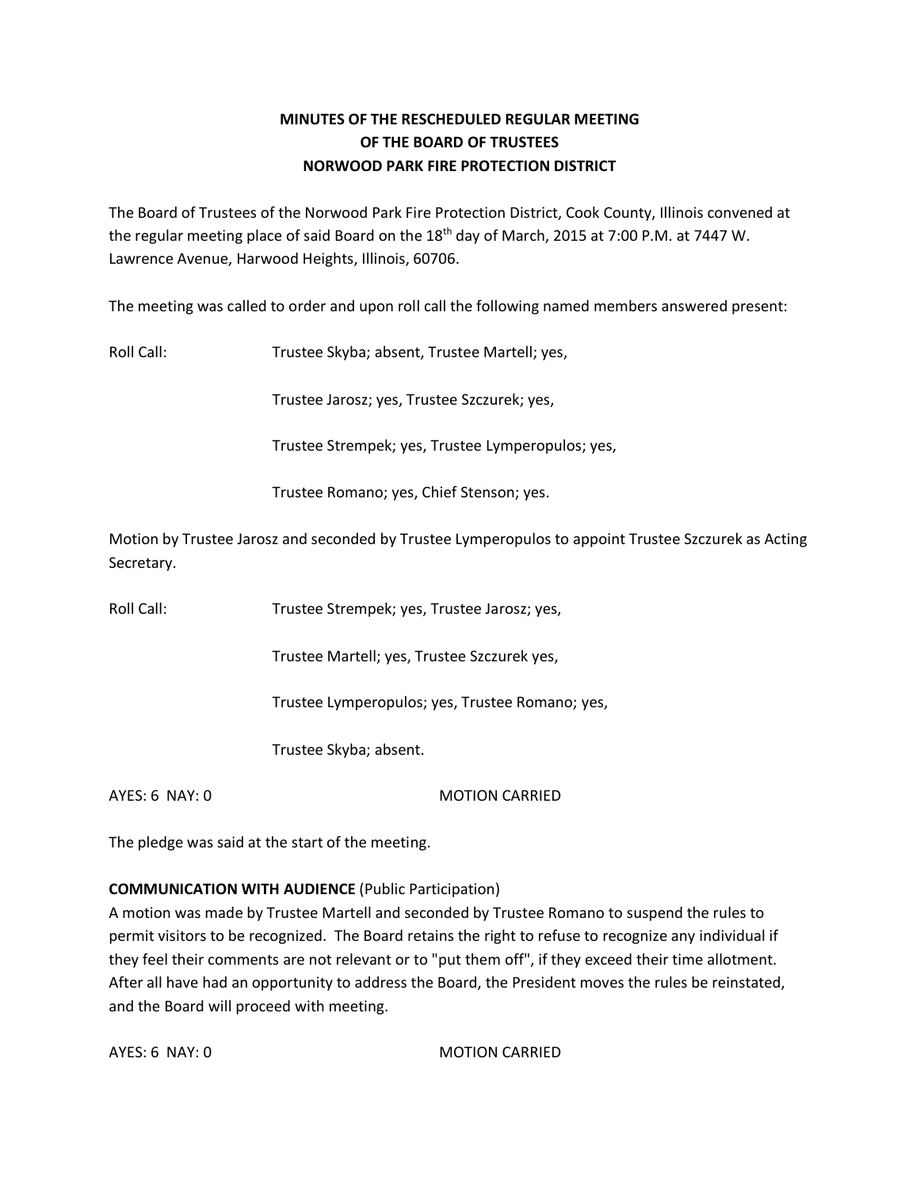**MINUTES OF THE RESCHEDULED REGULAR MEETING**
**OF THE BOARD OF TRUSTEES**
**NORWOOD PARK FIRE PROTECTION DISTRICT**

The Board of Trustees of the Norwood Park Fire Protection District, Cook County, Illinois convened at the regular meeting place of said Board on the 18th day of March, 2015 at 7:00 P.M. at 7447 W. Lawrence Avenue, Harwood Heights, Illinois, 60706.

The meeting was called to order and upon roll call the following named members answered present:

Roll Call: Trustee Skyba; absent, Trustee Martell; yes,

Trustee Jarosz; yes, Trustee Szczurek; yes,

Trustee Strempek; yes, Trustee Lymperopulos; yes,

Trustee Romano; yes, Chief Stenson; yes.

Motion by Trustee Jarosz and seconded by Trustee Lymperopulos to appoint Trustee Szczurek as Acting Secretary.

Roll Call: Trustee Strempek; yes, Trustee Jarosz; yes,

Trustee Martell; yes, Trustee Szczurek yes,

Trustee Lymperopulos; yes, Trustee Romano; yes,

Trustee Skyba; absent.

AYES: 6 NAY: 0 MOTION CARRIED

The pledge was said at the start of the meeting.

**COMMUNICATION WITH AUDIENCE** (Public Participation)
A motion was made by Trustee Martell and seconded by Trustee Romano to suspend the rules to permit visitors to be recognized. The Board retains the right to refuse to recognize any individual if they feel their comments are not relevant or to "put them off", if they exceed their time allotment. After all have had an opportunity to address the Board, the President moves the rules be reinstated, and the Board will proceed with meeting.

AYES: 6 NAY: 0 MOTION CARRIED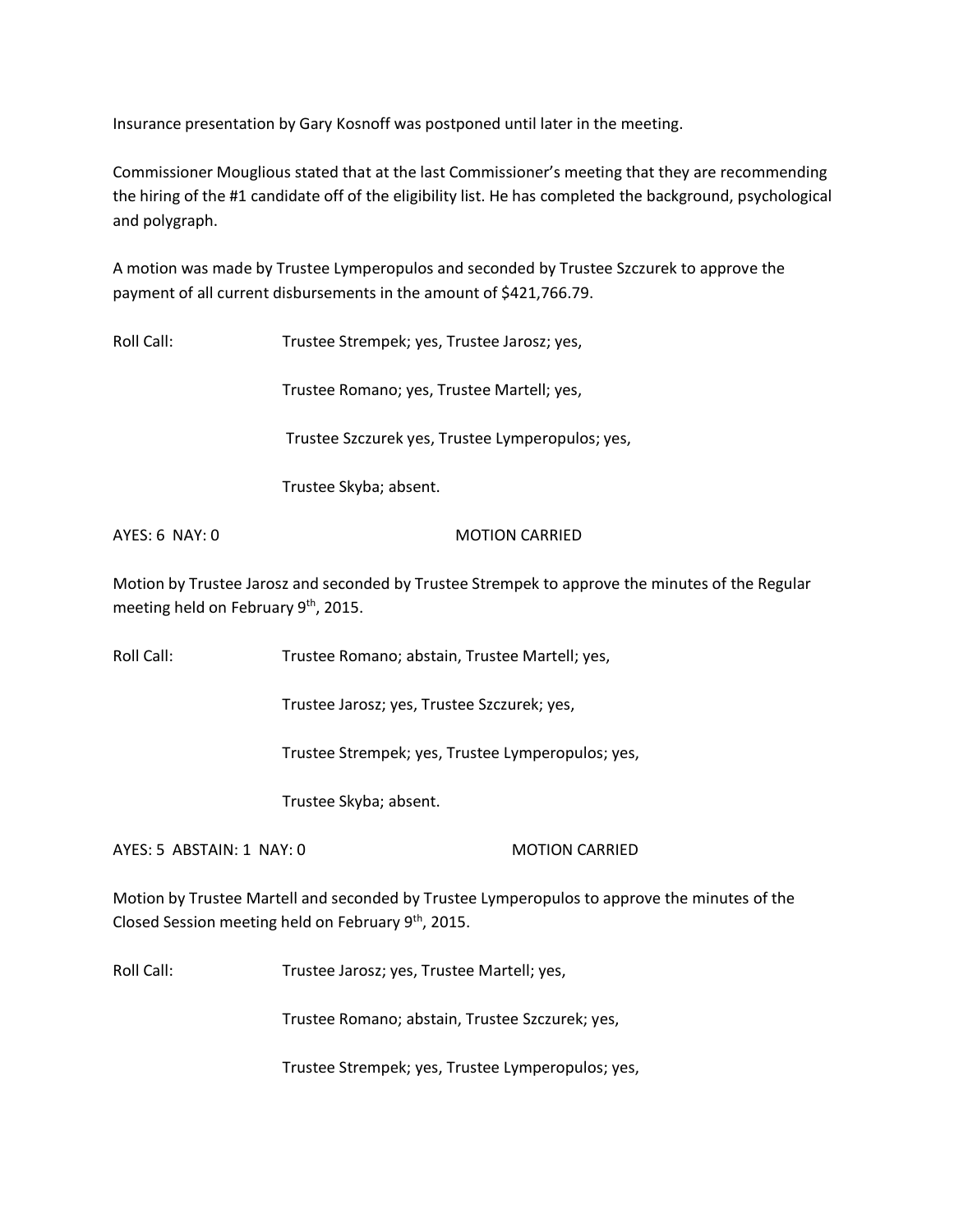Insurance presentation by Gary Kosnoff was postponed until later in the meeting.

Commissioner Mouglious stated that at the last Commissioner's meeting that they are recommending the hiring of the #1 candidate off of the eligibility list. He has completed the background, psychological and polygraph.

A motion was made by Trustee Lymperopulos and seconded by Trustee Szczurek to approve the payment of all current disbursements in the amount of $421,766.79.

Roll Call: Trustee Strempek; yes, Trustee Jarosz; yes,

Trustee Romano; yes, Trustee Martell; yes,

Trustee Szczurek yes, Trustee Lymperopulos; yes,

Trustee Skyba; absent.

AYES: 6 NAY: 0 MOTION CARRIED

Motion by Trustee Jarosz and seconded by Trustee Strempek to approve the minutes of the Regular meeting held on February 9th, 2015.

Roll Call: Trustee Romano; abstain, Trustee Martell; yes,

Trustee Jarosz; yes, Trustee Szczurek; yes,

Trustee Strempek; yes, Trustee Lymperopulos; yes,

Trustee Skyba; absent.

AYES: 5 ABSTAIN: 1 NAY: 0 MOTION CARRIED

Motion by Trustee Martell and seconded by Trustee Lymperopulos to approve the minutes of the Closed Session meeting held on February 9th, 2015.

Roll Call: Trustee Jarosz; yes, Trustee Martell; yes,

Trustee Romano; abstain, Trustee Szczurek; yes,

Trustee Strempek; yes, Trustee Lymperopulos; yes,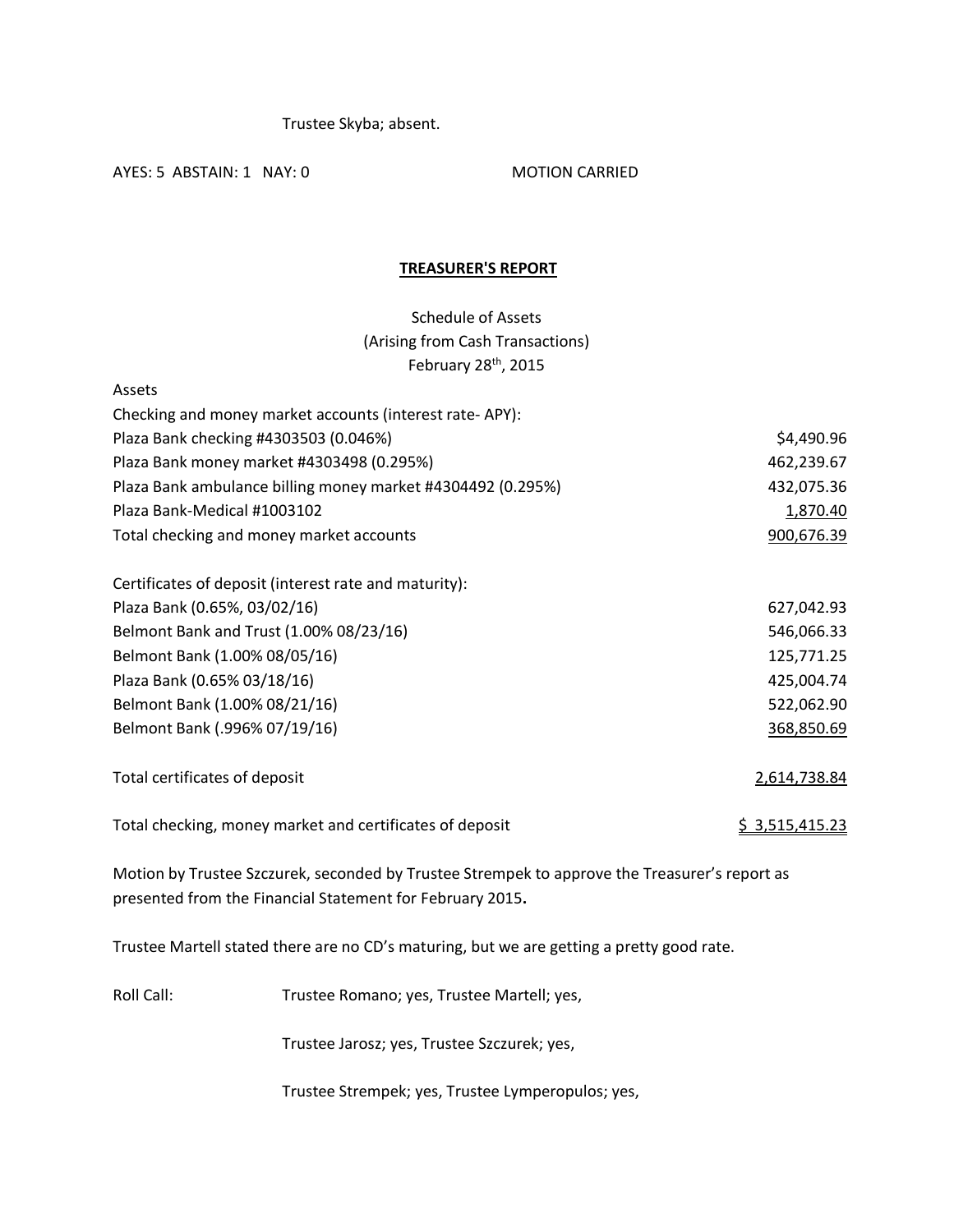Trustee Skyba; absent.

AYES: 5 ABSTAIN: 1 NAY: 0 MOTION CARRIED

**TREASURER'S REPORT**

Schedule of Assets
(Arising from Cash Transactions)
February 28th, 2015

| Assets | |
|---|---|
| Checking and money market accounts (interest rate- APY): | |
| Plaza Bank checking #4303503 (0.046%) | $4,490.96 |
| Plaza Bank money market #4303498 (0.295%) | 462,239.67 |
| Plaza Bank ambulance billing money market #4304492 (0.295%) | 432,075.36 |
| Plaza Bank-Medical #1003102 | 1,870.40 |
| Total checking and money market accounts | 900,676.39 |
| | |
| Certificates of deposit (interest rate and maturity): | |
| Plaza Bank (0.65%, 03/02/16) | 627,042.93 |
| Belmont Bank and Trust (1.00% 08/23/16) | 546,066.33 |
| Belmont Bank (1.00% 08/05/16) | 125,771.25 |
| Plaza Bank (0.65% 03/18/16) | 425,004.74 |
| Belmont Bank (1.00% 08/21/16) | 522,062.90 |
| Belmont Bank (.996% 07/19/16) | 368,850.69 |
| | |
| Total certificates of deposit | 2,614,738.84 |
| | |
| Total checking, money market and certificates of deposit | $ 3,515,415.23 |

Motion by Trustee Szczurek, seconded by Trustee Strempek to approve the Treasurer's report as presented from the Financial Statement for February 2015**.**

Trustee Martell stated there are no CD's maturing, but we are getting a pretty good rate.

Roll Call: Trustee Romano; yes, Trustee Martell; yes,

Trustee Jarosz; yes, Trustee Szczurek; yes,

Trustee Strempek; yes, Trustee Lymperopulos; yes,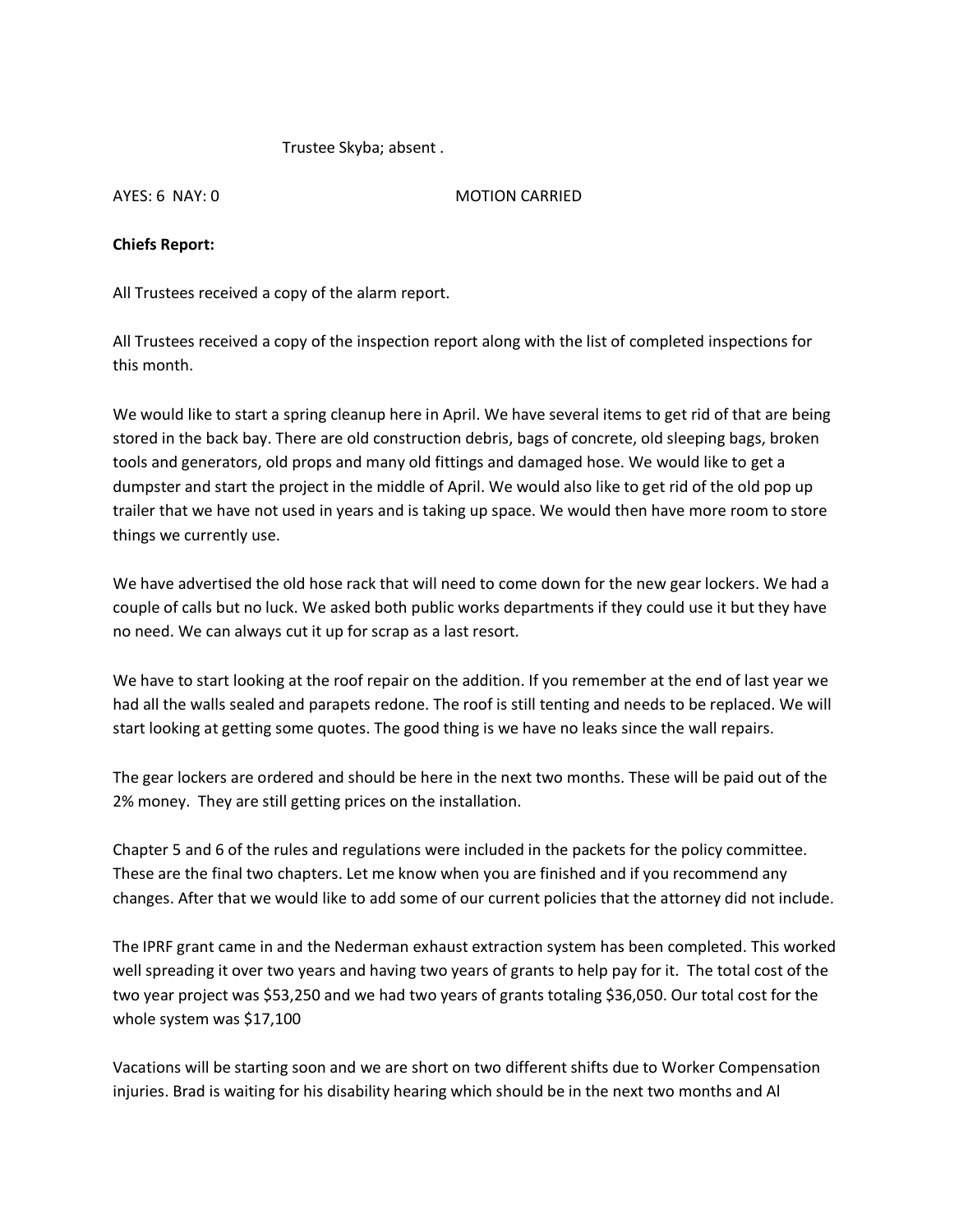Trustee Skyba; absent .

AYES: 6 NAY: 0 MOTION CARRIED

**Chiefs Report:**

All Trustees received a copy of the alarm report.

All Trustees received a copy of the inspection report along with the list of completed inspections for this month.

We would like to start a spring cleanup here in April. We have several items to get rid of that are being stored in the back bay. There are old construction debris, bags of concrete, old sleeping bags, broken tools and generators, old props and many old fittings and damaged hose. We would like to get a dumpster and start the project in the middle of April. We would also like to get rid of the old pop up trailer that we have not used in years and is taking up space. We would then have more room to store things we currently use.

We have advertised the old hose rack that will need to come down for the new gear lockers. We had a couple of calls but no luck. We asked both public works departments if they could use it but they have no need. We can always cut it up for scrap as a last resort.

We have to start looking at the roof repair on the addition. If you remember at the end of last year we had all the walls sealed and parapets redone. The roof is still tenting and needs to be replaced. We will start looking at getting some quotes. The good thing is we have no leaks since the wall repairs.

The gear lockers are ordered and should be here in the next two months. These will be paid out of the 2% money. They are still getting prices on the installation.

Chapter 5 and 6 of the rules and regulations were included in the packets for the policy committee. These are the final two chapters. Let me know when you are finished and if you recommend any changes. After that we would like to add some of our current policies that the attorney did not include.

The IPRF grant came in and the Nederman exhaust extraction system has been completed. This worked well spreading it over two years and having two years of grants to help pay for it. The total cost of the two year project was $53,250 and we had two years of grants totaling $36,050. Our total cost for the whole system was $17,100

Vacations will be starting soon and we are short on two different shifts due to Worker Compensation injuries. Brad is waiting for his disability hearing which should be in the next two months and Al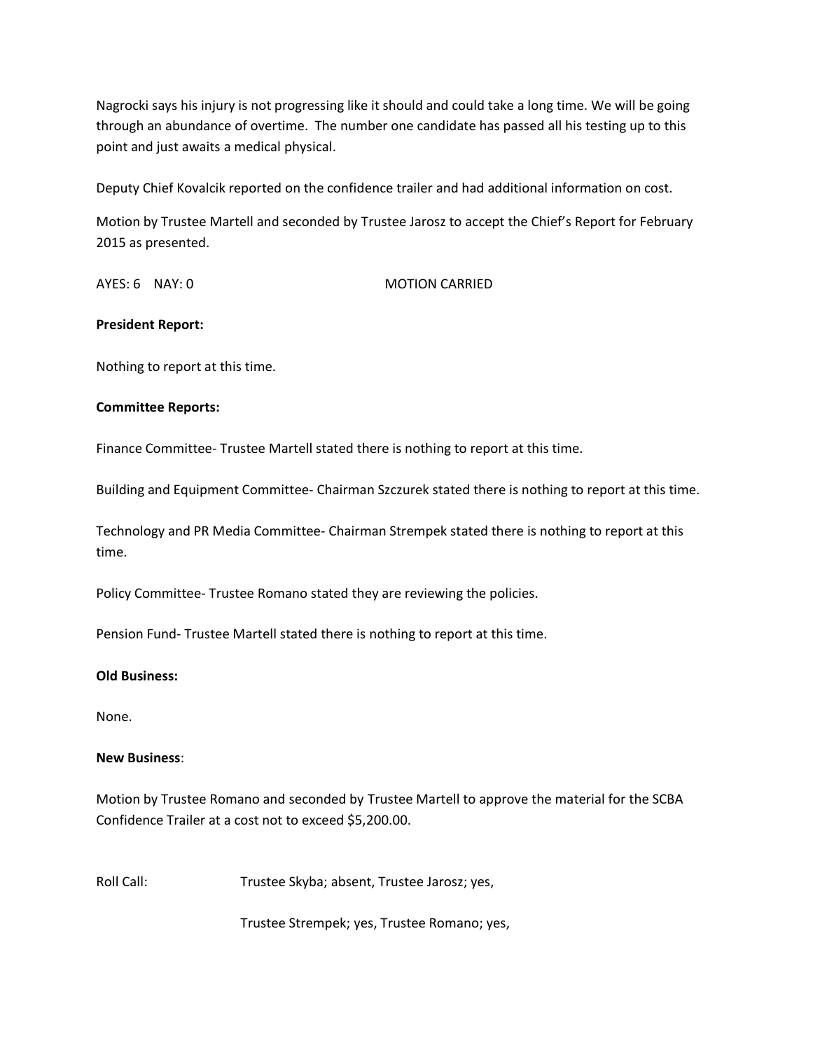Nagrocki says his injury is not progressing like it should and could take a long time. We will be going through an abundance of overtime. The number one candidate has passed all his testing up to this point and just awaits a medical physical.

Deputy Chief Kovalcik reported on the confidence trailer and had additional information on cost.

Motion by Trustee Martell and seconded by Trustee Jarosz to accept the Chief's Report for February 2015 as presented.

AYES: 6 NAY: 0 MOTION CARRIED

**President Report:**

Nothing to report at this time.

**Committee Reports:**

Finance Committee- Trustee Martell stated there is nothing to report at this time.

Building and Equipment Committee- Chairman Szczurek stated there is nothing to report at this time.

Technology and PR Media Committee- Chairman Strempek stated there is nothing to report at this time.

Policy Committee- Trustee Romano stated they are reviewing the policies.

Pension Fund- Trustee Martell stated there is nothing to report at this time.

**Old Business:**

None.

**New Business**:

Motion by Trustee Romano and seconded by Trustee Martell to approve the material for the SCBA Confidence Trailer at a cost not to exceed $5,200.00.

Roll Call: Trustee Skyba; absent, Trustee Jarosz; yes,

Trustee Strempek; yes, Trustee Romano; yes,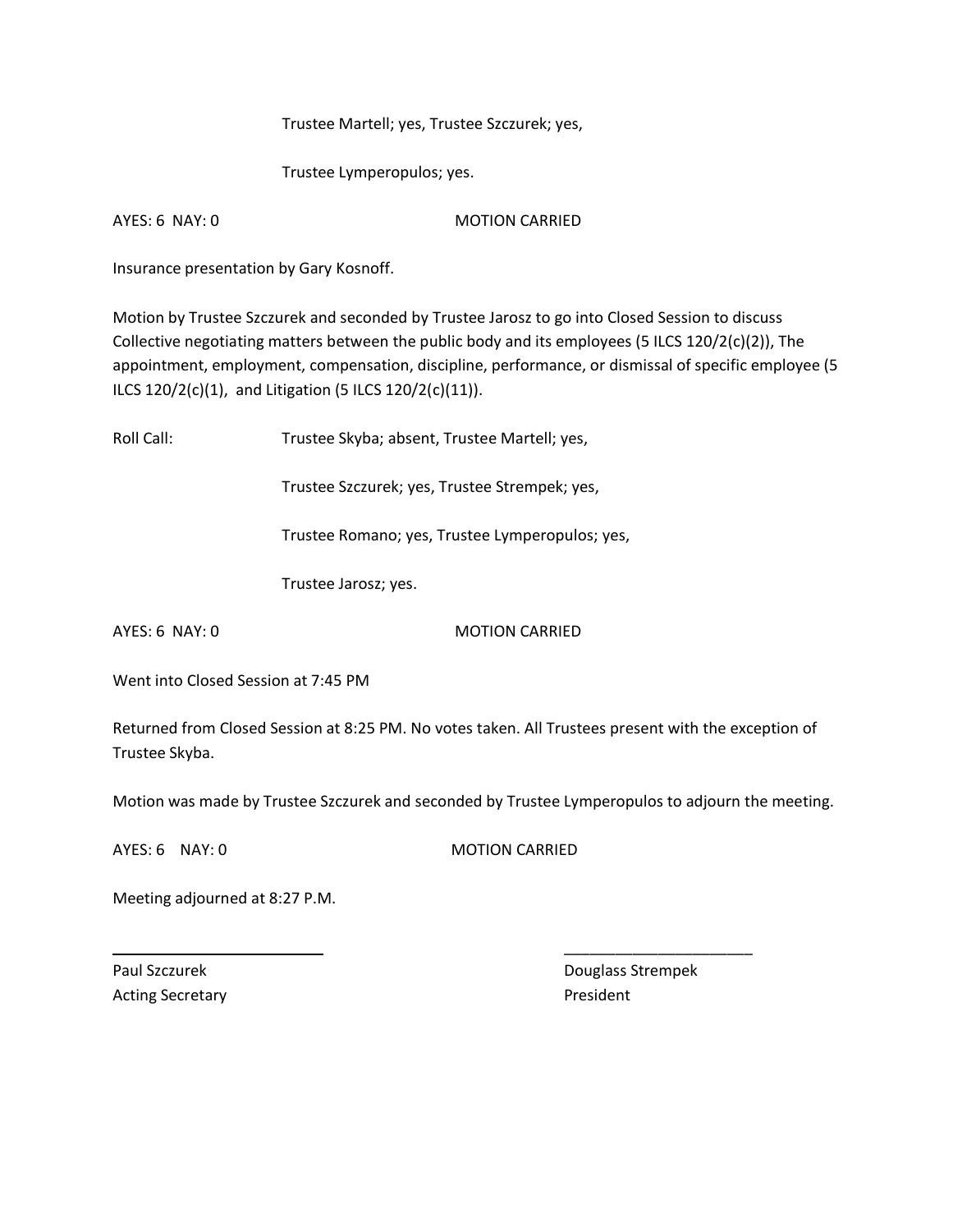Trustee Martell; yes, Trustee Szczurek; yes,

Trustee Lymperopulos; yes.

AYES: 6 NAY: 0 MOTION CARRIED

Insurance presentation by Gary Kosnoff.

Motion by Trustee Szczurek and seconded by Trustee Jarosz to go into Closed Session to discuss Collective negotiating matters between the public body and its employees (5 ILCS 120/2(c)(2)), The appointment, employment, compensation, discipline, performance, or dismissal of specific employee (5 ILCS 120/2(c)(1), and Litigation (5 ILCS 120/2(c)(11)).

Roll Call: Trustee Skyba; absent, Trustee Martell; yes,

Trustee Szczurek; yes, Trustee Strempek; yes,

Trustee Romano; yes, Trustee Lymperopulos; yes,

Trustee Jarosz; yes.

AYES: 6 NAY: 0 MOTION CARRIED

Went into Closed Session at 7:45 PM

Returned from Closed Session at 8:25 PM. No votes taken. All Trustees present with the exception of Trustee Skyba.

Motion was made by Trustee Szczurek and seconded by Trustee Lymperopulos to adjourn the meeting.

AYES: 6 NAY: 0 MOTION CARRIED

Meeting adjourned at 8:27 P.M.

| | |
|---|---|
| ______________________ | ______________________ |
| Paul Szczurek | Douglass Strempek |
| Acting Secretary | President |